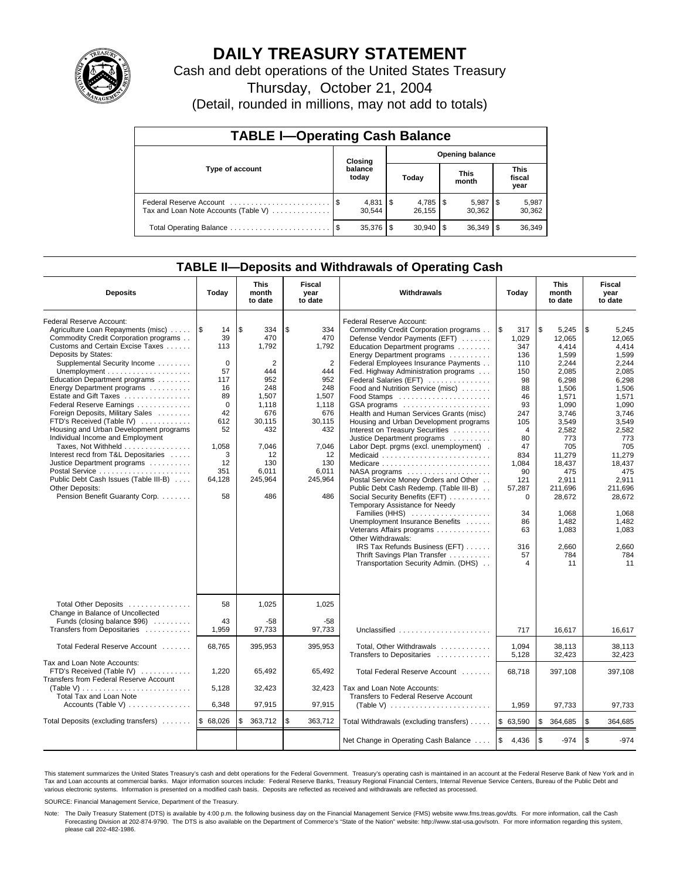# DAILY TREASURY STATEMENT

Cash and debt operations of the United States Treasury

Thursday, October 21, 2004

(Detail, rounded in millions, may not add to totals)

## TABLE I—Operating Cash Balance

| Type of account | Closing balance today | Opening balance Today | Opening balance This month | Opening balance This fiscal year |
|---|---|---|---|---|
| Federal Reserve Account | $ 4,831 | $ 4,785 | $ 5,987 | $ 5,987 |
| Tax and Loan Note Accounts (Table V) | 30,544 | 26,155 | 30,362 | 30,362 |
| Total Operating Balance | $ 35,376 | $ 30,940 | $ 36,349 | $ 36,349 |

## TABLE II—Deposits and Withdrawals of Operating Cash

| Deposits | Today | This month to date | Fiscal year to date |
|---|---|---|---|
| Federal Reserve Account: | | | |
| Agriculture Loan Repayments (misc) | $ 14 | $ 334 | $ 334 |
| Commodity Credit Corporation programs | 39 | 470 | 470 |
| Customs and Certain Excise Taxes | 113 | 1,792 | 1,792 |
| Deposits by States: | | | |
| Supplemental Security Income | 0 | 2 | 2 |
| Unemployment | 57 | 444 | 444 |
| Education Department programs | 117 | 952 | 952 |
| Energy Department programs | 16 | 248 | 248 |
| Estate and Gift Taxes | 89 | 1,507 | 1,507 |
| Federal Reserve Earnings | 0 | 1,118 | 1,118 |
| Foreign Deposits, Military Sales | 42 | 676 | 676 |
| FTD's Received (Table IV) | 612 | 30,115 | 30,115 |
| Housing and Urban Development programs | 52 | 432 | 432 |
| Individual Income and Employment Taxes, Not Withheld | 1,058 | 7,046 | 7,046 |
| Interest recd from T&L Depositaries | 3 | 12 | 12 |
| Justice Department programs | 12 | 130 | 130 |
| Postal Service | 351 | 6,011 | 6,011 |
| Public Debt Cash Issues (Table III-B) | 64,128 | 245,964 | 245,964 |
| Other Deposits: | | | |
| Pension Benefit Guaranty Corp. | 58 | 486 | 486 |
| Total Other Deposits | 58 | 1,025 | 1,025 |
| Change in Balance of Uncollected Funds (closing balance $96) | 43 | -58 | -58 |
| Transfers from Depositaries | 1,959 | 97,733 | 97,733 |
| Total Federal Reserve Account | 68,765 | 395,953 | 395,953 |
| Tax and Loan Note Accounts: | | | |
| FTD's Received (Table IV) | 1,220 | 65,492 | 65,492 |
| Transfers from Federal Reserve Account (Table V) | 5,128 | 32,423 | 32,423 |
| Total Tax and Loan Note Accounts (Table V) | 6,348 | 97,915 | 97,915 |
| Total Deposits (excluding transfers) | $ 68,026 | $ 363,712 | $ 363,712 |

| Withdrawals | Today | This month to date | Fiscal year to date |
|---|---|---|---|
| Federal Reserve Account: | | | |
| Commodity Credit Corporation programs | $ 317 | $ 5,245 | $ 5,245 |
| Defense Vendor Payments (EFT) | 1,029 | 12,065 | 12,065 |
| Education Department programs | 347 | 4,414 | 4,414 |
| Energy Department programs | 136 | 1,599 | 1,599 |
| Federal Employees Insurance Payments | 110 | 2,244 | 2,244 |
| Fed. Highway Administration programs | 150 | 2,085 | 2,085 |
| Federal Salaries (EFT) | 98 | 6,298 | 6,298 |
| Food and Nutrition Service (misc) | 88 | 1,506 | 1,506 |
| Food Stamps | 46 | 1,571 | 1,571 |
| GSA programs | 93 | 1,090 | 1,090 |
| Health and Human Services Grants (misc) | 247 | 3,746 | 3,746 |
| Housing and Urban Development programs | 105 | 3,549 | 3,549 |
| Interest on Treasury Securities | 4 | 2,582 | 2,582 |
| Justice Department programs | 80 | 773 | 773 |
| Labor Dept. prgms (excl. unemployment) | 47 | 705 | 705 |
| Medicaid | 834 | 11,279 | 11,279 |
| Medicare | 1,084 | 18,437 | 18,437 |
| NASA programs | 90 | 475 | 475 |
| Postal Service Money Orders and Other | 121 | 2,911 | 2,911 |
| Public Debt Cash Redemp. (Table III-B) | 57,287 | 211,696 | 211,696 |
| Social Security Benefits (EFT) | 0 | 28,672 | 28,672 |
| Temporary Assistance for Needy Families (HHS) | 34 | 1,068 | 1,068 |
| Unemployment Insurance Benefits | 86 | 1,482 | 1,482 |
| Veterans Affairs programs | 63 | 1,083 | 1,083 |
| Other Withdrawals: | | | |
| IRS Tax Refunds Business (EFT) | 316 | 2,660 | 2,660 |
| Thrift Savings Plan Transfer | 57 | 784 | 784 |
| Transportation Security Admin. (DHS) | 4 | 11 | 11 |
| Unclassified | 717 | 16,617 | 16,617 |
| Total, Other Withdrawals | 1,094 | 38,113 | 38,113 |
| Transfers to Depositaries | 5,128 | 32,423 | 32,423 |
| Total Federal Reserve Account | 68,718 | 397,108 | 397,108 |
| Tax and Loan Note Accounts: | | | |
| Transfers to Federal Reserve Account (Table V) | 1,959 | 97,733 | 97,733 |
| Total Withdrawals (excluding transfers) | $ 63,590 | $ 364,685 | $ 364,685 |
| Net Change in Operating Cash Balance | $ 4,436 | $ -974 | $ -974 |

This statement summarizes the United States Treasury's cash and debt operations for the Federal Government. Treasury's operating cash is maintained in an account at the Federal Reserve Bank of New York and in Tax and Loan accounts at commercial banks. Major information sources include: Federal Reserve Banks, Treasury Regional Financial Centers, Internal Revenue Service Centers, Bureau of the Public Debt and various electronic systems. Information is presented on a modified cash basis. Deposits are reflected as received and withdrawals are reflected as processed.

SOURCE: Financial Management Service, Department of the Treasury.

Note: The Daily Treasury Statement (DTS) is available by 4:00 p.m. the following business day on the Financial Management Service (FMS) website www.fms.treas.gov/dts. For more information, call the Cash Forecasting Division at 202-874-9790. The DTS is also available on the Department of Commerce's "State of the Nation" website: http://www.stat-usa.gov/sotn. For more information regarding this system, please call 202-482-1986.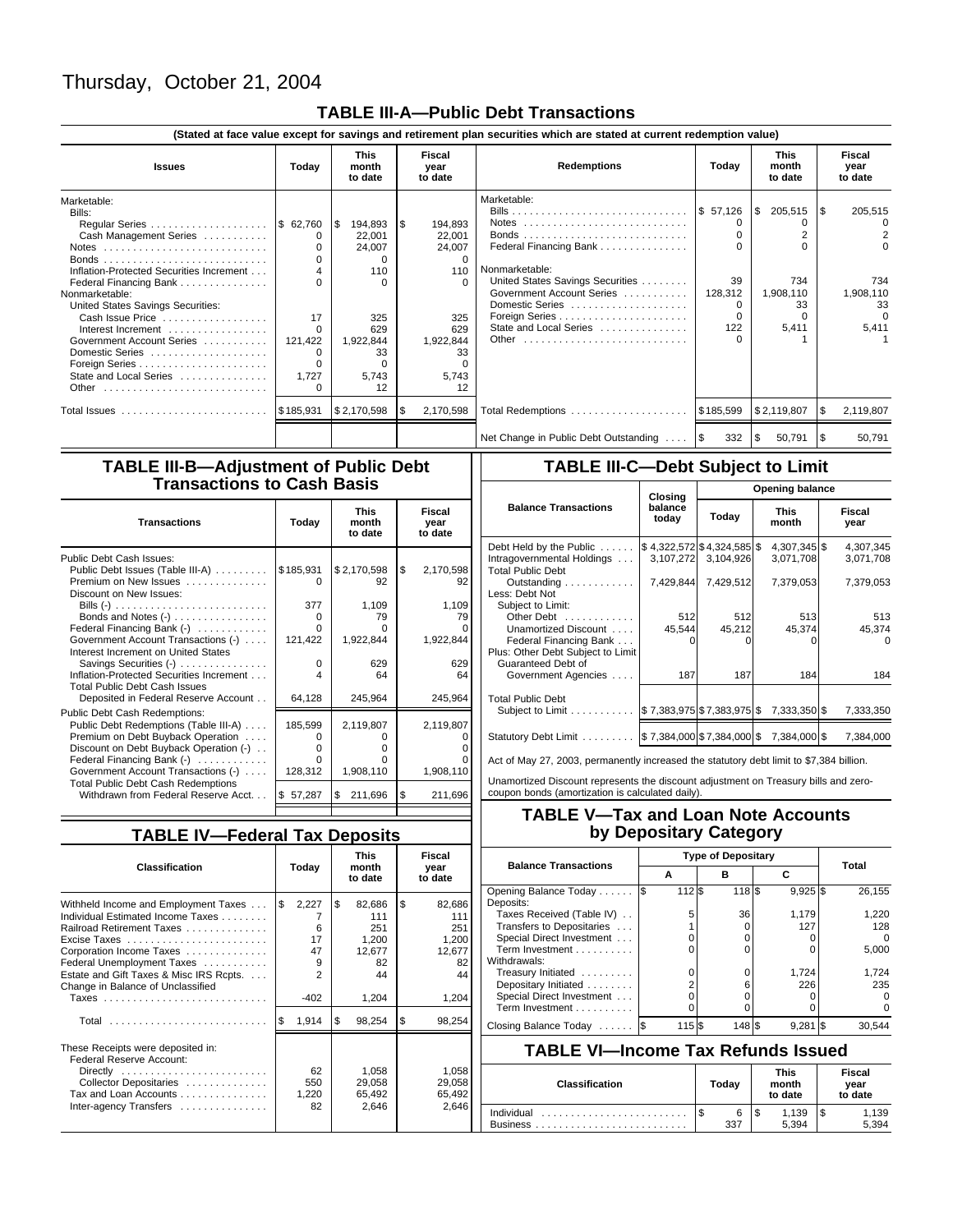Thursday, October 21, 2004

## TABLE III-A—Public Debt Transactions

(Stated at face value except for savings and retirement plan securities which are stated at current redemption value)

| Issues | Today | This month to date | Fiscal year to date |
|---|---|---|---|
| Marketable: | | | |
| Bills: | | | |
| Regular Series | $ 62,760 | $ 194,893 | $ 194,893 |
| Cash Management Series | 0 | 22,001 | 22,001 |
| Notes | 0 | 24,007 | 24,007 |
| Bonds | 0 | 0 | 0 |
| Inflation-Protected Securities Increment | 4 | 110 | 110 |
| Federal Financing Bank | 0 | 0 | 0 |
| Nonmarketable: | | | |
| United States Savings Securities: | | | |
| Cash Issue Price | 17 | 325 | 325 |
| Interest Increment | 0 | 629 | 629 |
| Government Account Series | 121,422 | 1,922,844 | 1,922,844 |
| Domestic Series | 0 | 33 | 33 |
| Foreign Series | 0 | 0 | 0 |
| State and Local Series | 1,727 | 5,743 | 5,743 |
| Other | 0 | 12 | 12 |
| Total Issues | $185,931 | $2,170,598 | $ 2,170,598 |

| Redemptions | Today | This month to date | Fiscal year to date |
|---|---|---|---|
| Marketable: | | | |
| Bills | $ 57,126 | $ 205,515 | $ 205,515 |
| Notes | 0 | 0 | 0 |
| Bonds | 0 | 2 | 2 |
| Federal Financing Bank | 0 | 0 | 0 |
| Nonmarketable: | | | |
| United States Savings Securities | 39 | 734 | 734 |
| Government Account Series | 128,312 | 1,908,110 | 1,908,110 |
| Domestic Series | 0 | 33 | 33 |
| Foreign Series | 0 | 0 | 0 |
| State and Local Series | 122 | 5,411 | 5,411 |
| Other | 0 | 1 | 1 |
| Total Redemptions | $185,599 | $2,119,807 | $ 2,119,807 |
| Net Change in Public Debt Outstanding | $ 332 | $ 50,791 | $ 50,791 |

## TABLE III-B—Adjustment of Public Debt Transactions to Cash Basis

| Transactions | Today | This month to date | Fiscal year to date |
|---|---|---|---|
| Public Debt Cash Issues: | | | |
| Public Debt Issues (Table III-A) | $185,931 | $2,170,598 | $ 2,170,598 |
| Premium on New Issues | 0 | 92 | 92 |
| Discount on New Issues: | | | |
| Bills (-) | 377 | 1,109 | 1,109 |
| Bonds and Notes (-) | 0 | 79 | 79 |
| Federal Financing Bank (-) | 0 | 0 | 0 |
| Government Account Transactions (-) | 121,422 | 1,922,844 | 1,922,844 |
| Interest Increment on United States Savings Securities (-) | 0 | 629 | 629 |
| Inflation-Protected Securities Increment | 4 | 64 | 64 |
| Total Public Debt Cash Issues Deposited in Federal Reserve Account | 64,128 | 245,964 | 245,964 |
| Public Debt Cash Redemptions: | | | |
| Public Debt Redemptions (Table III-A) | 185,599 | 2,119,807 | 2,119,807 |
| Premium on Debt Buyback Operation | 0 | 0 | 0 |
| Discount on Debt Buyback Operation (-) | 0 | 0 | 0 |
| Federal Financing Bank (-) | 0 | 0 | 0 |
| Government Account Transactions (-) | 128,312 | 1,908,110 | 1,908,110 |
| Total Public Debt Cash Redemptions Withdrawn from Federal Reserve Acct. | $ 57,287 | $ 211,696 | $ 211,696 |

## TABLE III-C—Debt Subject to Limit

| Balance Transactions | Closing balance today | Opening balance Today | Opening balance This month | Opening balance Fiscal year |
|---|---|---|---|---|
| Debt Held by the Public | $ 4,322,572 | $ 4,324,585 | $ 4,307,345 | $ 4,307,345 |
| Intragovernmental Holdings | 3,107,272 | 3,104,926 | 3,071,708 | 3,071,708 |
| Total Public Debt Outstanding | 7,429,844 | 7,429,512 | 7,379,053 | 7,379,053 |
| Less: Debt Not Subject to Limit: | | | | |
| Other Debt | 512 | 512 | 513 | 513 |
| Unamortized Discount | 45,544 | 45,212 | 45,374 | 45,374 |
| Federal Financing Bank | 0 | 0 | 0 | 0 |
| Plus: Other Debt Subject to Limit Guaranteed Debt of Government Agencies | 187 | 187 | 184 | 184 |
| Total Public Debt Subject to Limit | $ 7,383,975 | $ 7,383,975 | $ 7,333,350 | $ 7,333,350 |
| Statutory Debt Limit | $ 7,384,000 | $ 7,384,000 | $ 7,384,000 | $ 7,384,000 |

Act of May 27, 2003, permanently increased the statutory debt limit to $7,384 billion.

Unamortized Discount represents the discount adjustment on Treasury bills and zero-coupon bonds (amortization is calculated daily).

## TABLE IV—Federal Tax Deposits

| Classification | Today | This month to date | Fiscal year to date |
|---|---|---|---|
| Withheld Income and Employment Taxes | $ 2,227 | $ 82,686 | $ 82,686 |
| Individual Estimated Income Taxes | 7 | 111 | 111 |
| Railroad Retirement Taxes | 6 | 251 | 251 |
| Excise Taxes | 17 | 1,200 | 1,200 |
| Corporation Income Taxes | 47 | 12,677 | 12,677 |
| Federal Unemployment Taxes | 9 | 82 | 82 |
| Estate and Gift Taxes & Misc IRS Rcpts. | 2 | 44 | 44 |
| Change in Balance of Unclassified Taxes | -402 | 1,204 | 1,204 |
| Total | $ 1,914 | $ 98,254 | $ 98,254 |
| These Receipts were deposited in: | | | |
| Federal Reserve Account: | | | |
| Directly | 62 | 1,058 | 1,058 |
| Collector Depositaries | 550 | 29,058 | 29,058 |
| Tax and Loan Accounts | 1,220 | 65,492 | 65,492 |
| Inter-agency Transfers | 82 | 2,646 | 2,646 |

## TABLE V—Tax and Loan Note Accounts by Depositary Category

| Balance Transactions | Type of Depositary A | B | C | Total |
|---|---|---|---|---|
| Opening Balance Today | $ 112 | $ 118 | $ 9,925 | $ 26,155 |
| Deposits: | | | | |
| Taxes Received (Table IV) | 5 | 36 | 1,179 | 1,220 |
| Transfers to Depositaries | 1 | 0 | 127 | 128 |
| Special Direct Investment | 0 | 0 | 0 | 0 |
| Term Investment | 0 | 0 | 0 | 5,000 |
| Withdrawals: | | | | |
| Treasury Initiated | 0 | 0 | 1,724 | 1,724 |
| Depositary Initiated | 2 | 6 | 226 | 235 |
| Special Direct Investment | 0 | 0 | 0 | 0 |
| Term Investment | 0 | 0 | 0 | 0 |
| Closing Balance Today | $ 115 | $ 148 | $ 9,281 | $ 30,544 |

## TABLE VI—Income Tax Refunds Issued

| Classification | Today | This month to date | Fiscal year to date |
|---|---|---|---|
| Individual | $ 6 | $ 1,139 | $ 1,139 |
| Business | 337 | 5,394 | 5,394 |